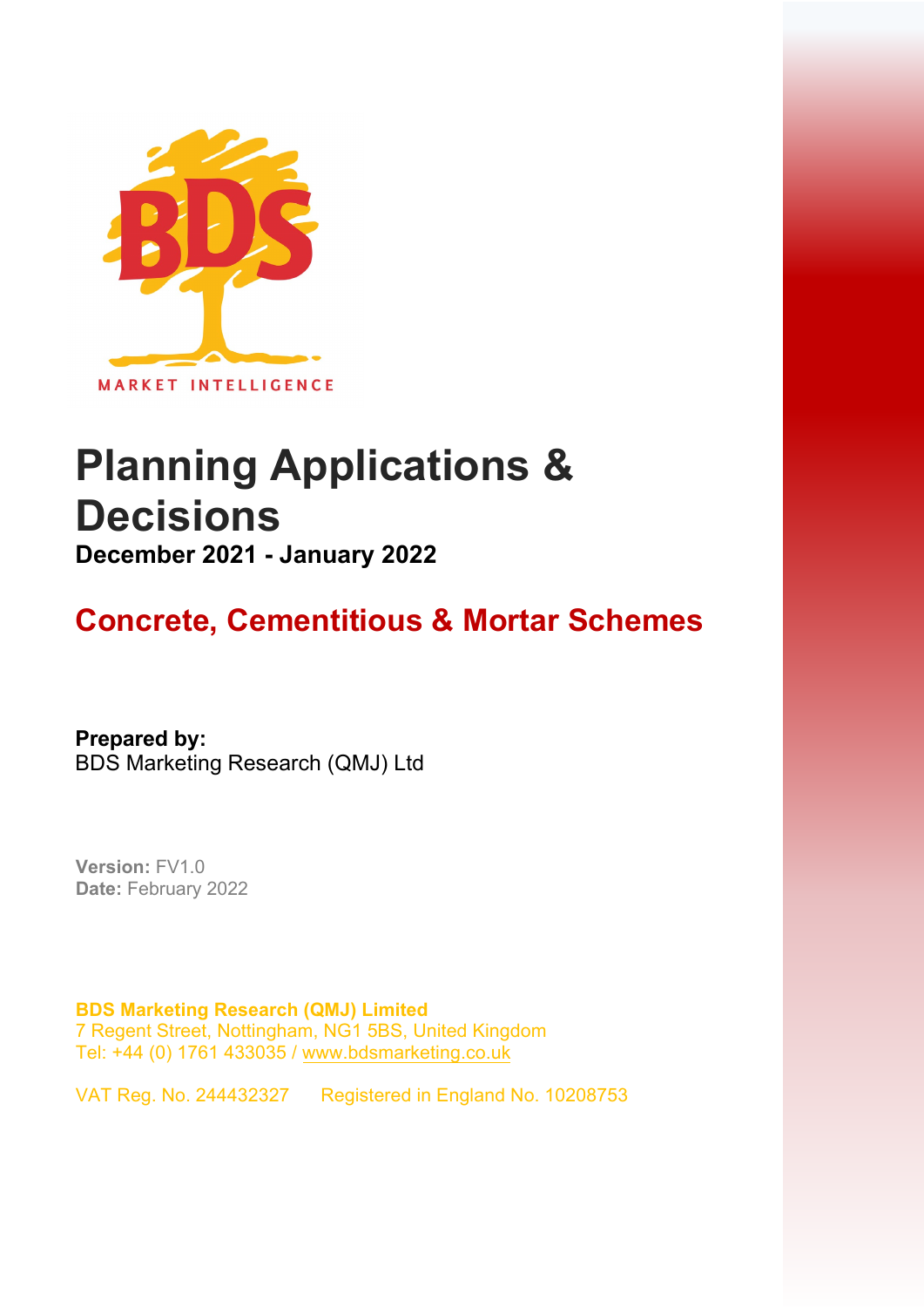MARKET INTELLIGENCE

# Planning Applications & Decisions

**December 2021 - January 2022**

## Concrete, Cementitious & Mortar Schemes

**Prepared by:**
BDS Marketing Research (QMJ) Ltd

**Version:** FV1.0
**Date:** February 2022

**BDS Marketing Research (QMJ) Limited**
7 Regent Street, Nottingham, NG1 5BS, United Kingdom
Tel: +44 (0) 1761 433035 / www.bdsmarketing.co.uk

VAT Reg. No. 244432327 Registered in England No. 10208753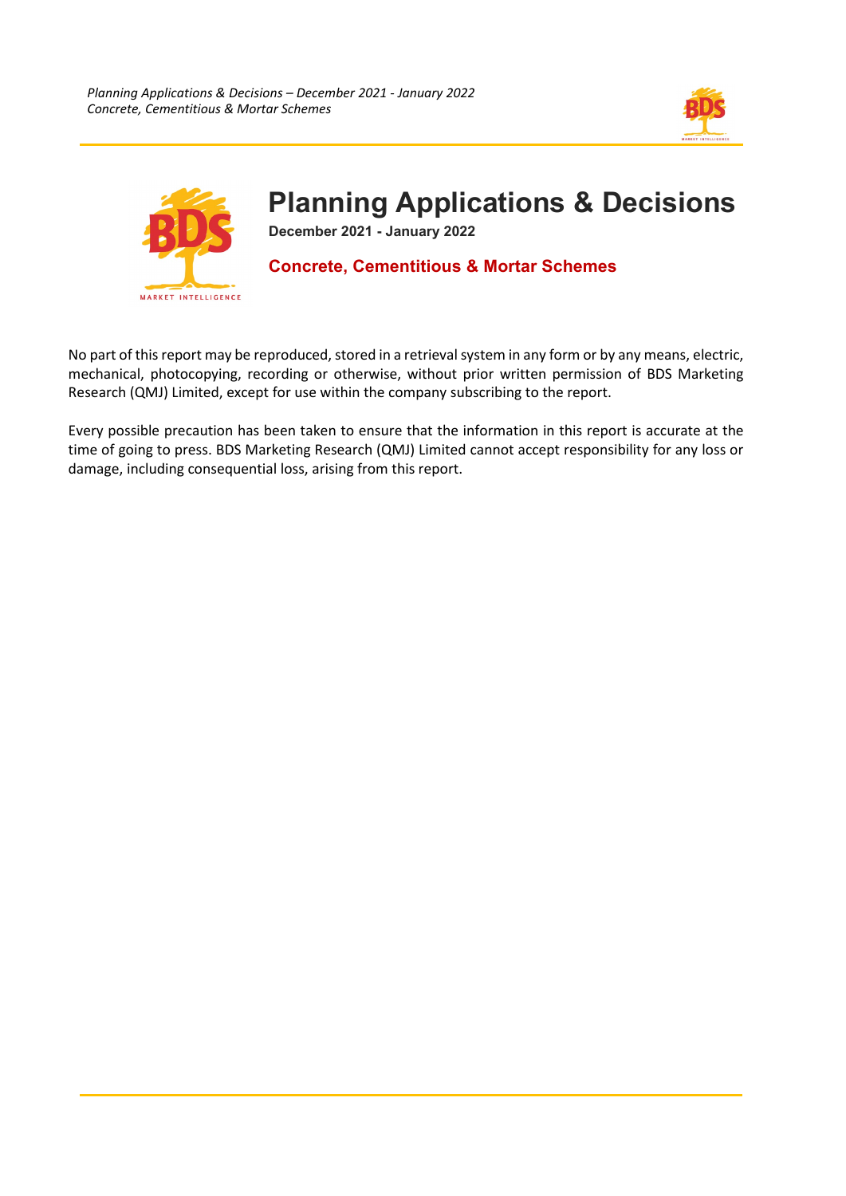# Planning Applications & Decisions

**December 2021 - January 2022**

**Concrete, Cementitious & Mortar Schemes**

No part of this report may be reproduced, stored in a retrieval system in any form or by any means, electric, mechanical, photocopying, recording or otherwise, without prior written permission of BDS Marketing Research (QMJ) Limited, except for use within the company subscribing to the report.

Every possible precaution has been taken to ensure that the information in this report is accurate at the time of going to press. BDS Marketing Research (QMJ) Limited cannot accept responsibility for any loss or damage, including consequential loss, arising from this report.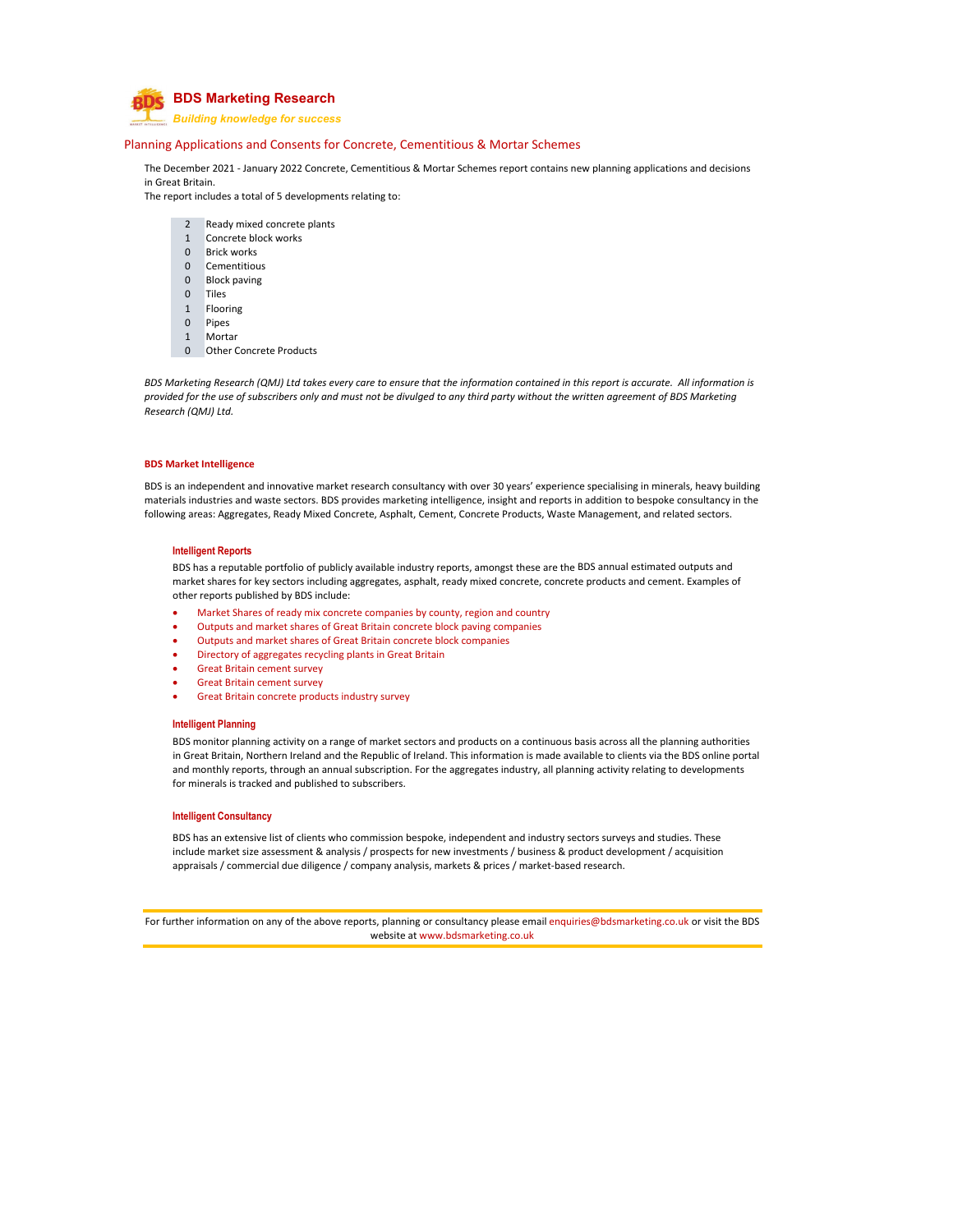# BDS Marketing Research

***Building knowledge for success***

## Planning Applications and Consents for Concrete, Cementitious & Mortar Schemes

The December 2021 - January 2022 Concrete, Cementitious & Mortar Schemes report contains new planning applications and decisions in Great Britain.
The report includes a total of 5 developments relating to:

| | |
|---|---|
| 2 | Ready mixed concrete plants |
| 1 | Concrete block works |
| 0 | Brick works |
| 0 | Cementitious |
| 0 | Block paving |
| 0 | Tiles |
| 1 | Flooring |
| 0 | Pipes |
| 1 | Mortar |
| 0 | Other Concrete Products |

*BDS Marketing Research (QMJ) Ltd takes every care to ensure that the information contained in this report is accurate. All information is provided for the use of subscribers only and must not be divulged to any third party without the written agreement of BDS Marketing Research (QMJ) Ltd.*

### BDS Market Intelligence

BDS is an independent and innovative market research consultancy with over 30 years' experience specialising in minerals, heavy building materials industries and waste sectors. BDS provides marketing intelligence, insight and reports in addition to bespoke consultancy in the following areas: Aggregates, Ready Mixed Concrete, Asphalt, Cement, Concrete Products, Waste Management, and related sectors.

#### Intelligent Reports

BDS has a reputable portfolio of publicly available industry reports, amongst these are the BDS annual estimated outputs and market shares for key sectors including aggregates, asphalt, ready mixed concrete, concrete products and cement. Examples of other reports published by BDS include:

- Market Shares of ready mix concrete companies by county, region and country
- Outputs and market shares of Great Britain concrete block paving companies
- Outputs and market shares of Great Britain concrete block companies
- Directory of aggregates recycling plants in Great Britain
- Great Britain cement survey
- Great Britain cement survey
- Great Britain concrete products industry survey

#### Intelligent Planning

BDS monitor planning activity on a range of market sectors and products on a continuous basis across all the planning authorities in Great Britain, Northern Ireland and the Republic of Ireland. This information is made available to clients via the BDS online portal and monthly reports, through an annual subscription. For the aggregates industry, all planning activity relating to developments for minerals is tracked and published to subscribers.

#### Intelligent Consultancy

BDS has an extensive list of clients who commission bespoke, independent and industry sectors surveys and studies. These include market size assessment & analysis / prospects for new investments / business & product development / acquisition appraisals / commercial due diligence / company analysis, markets & prices / market-based research.

For further information on any of the above reports, planning or consultancy please email enquiries@bdsmarketing.co.uk or visit the BDS website at www.bdsmarketing.co.uk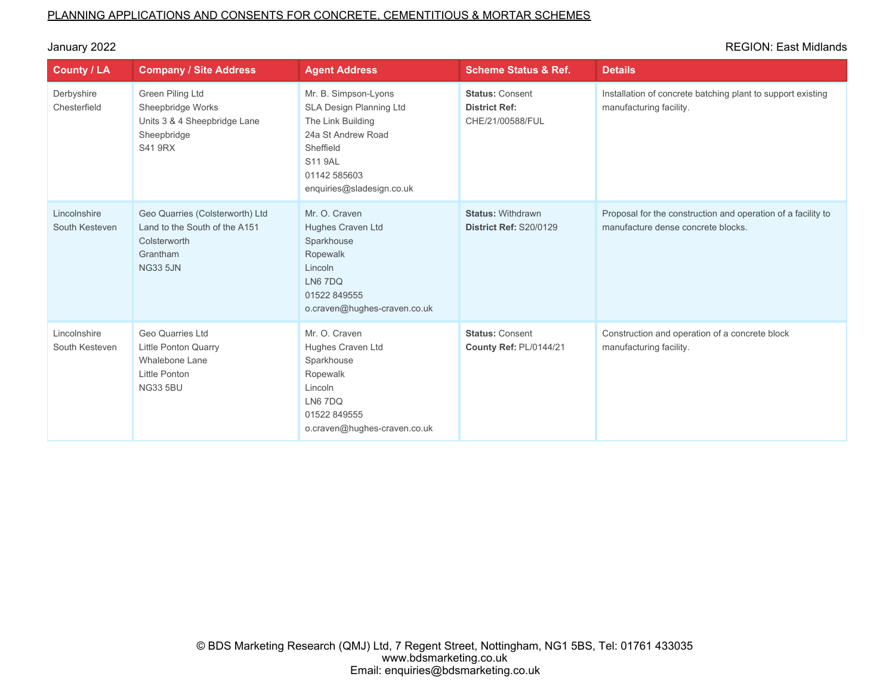PLANNING APPLICATIONS AND CONSENTS FOR CONCRETE, CEMENTITIOUS & MORTAR SCHEMES

January 2022

REGION: East Midlands

| County / LA | Company / Site Address | Agent Address | Scheme Status & Ref. | Details |
|---|---|---|---|---|
| Derbyshire<br>Chesterfield | Green Piling Ltd<br>Sheepbridge Works<br>Units 3 & 4 Sheepbridge Lane<br>Sheepbridge<br>S41 9RX | Mr. B. Simpson-Lyons<br>SLA Design Planning Ltd<br>The Link Building<br>24a St Andrew Road<br>Sheffield<br>S11 9AL<br>01142 585603<br>enquiries@sladesign.co.uk | **Status:** Consent<br>**District Ref:**<br>CHE/21/00588/FUL | Installation of concrete batching plant to support existing manufacturing facility. |
| Lincolnshire<br>South Kesteven | Geo Quarries (Colsterworth) Ltd<br>Land to the South of the A151<br>Colsterworth<br>Grantham<br>NG33 5JN | Mr. O. Craven<br>Hughes Craven Ltd<br>Sparkhouse<br>Ropewalk<br>Lincoln<br>LN6 7DQ<br>01522 849555<br>o.craven@hughes-craven.co.uk | **Status:** Withdrawn<br>**District Ref:** S20/0129 | Proposal for the construction and operation of a facility to manufacture dense concrete blocks. |
| Lincolnshire<br>South Kesteven | Geo Quarries Ltd<br>Little Ponton Quarry<br>Whalebone Lane<br>Little Ponton<br>NG33 5BU | Mr. O. Craven<br>Hughes Craven Ltd<br>Sparkhouse<br>Ropewalk<br>Lincoln<br>LN6 7DQ<br>01522 849555<br>o.craven@hughes-craven.co.uk | **Status:** Consent<br>**County Ref:** PL/0144/21 | Construction and operation of a concrete block manufacturing facility. |

© BDS Marketing Research (QMJ) Ltd, 7 Regent Street, Nottingham, NG1 5BS, Tel: 01761 433035
www.bdsmarketing.co.uk
Email: enquiries@bdsmarketing.co.uk